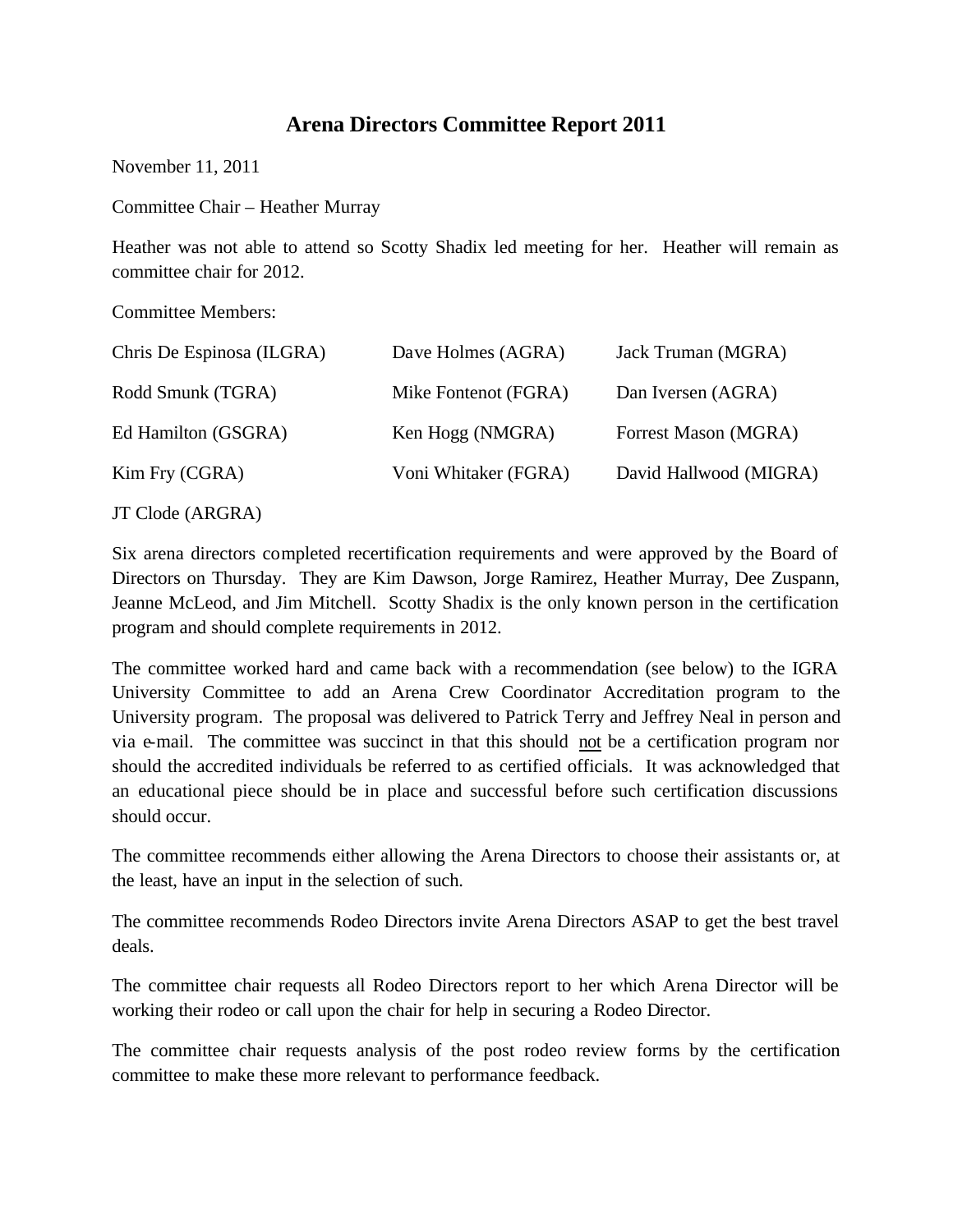# Arena Directors Committee Report 2011

November 11, 2011

Committee Chair – Heather Murray

Heather was not able to attend so Scotty Shadix led meeting for her. Heather will remain as committee chair for 2012.

Committee Members:

| | | |
|---|---|---|
| Chris De Espinosa (ILGRA) | Dave Holmes (AGRA) | Jack Truman (MGRA) |
| Rodd Smunk (TGRA) | Mike Fontenot (FGRA) | Dan Iversen (AGRA) |
| Ed Hamilton (GSGRA) | Ken Hogg (NMGRA) | Forrest Mason (MGRA) |
| Kim Fry (CGRA) | Voni Whitaker (FGRA) | David Hallwood (MIGRA) |
| JT Clode (ARGRA) | | |

Six arena directors completed recertification requirements and were approved by the Board of Directors on Thursday. They are Kim Dawson, Jorge Ramirez, Heather Murray, Dee Zuspann, Jeanne McLeod, and Jim Mitchell. Scotty Shadix is the only known person in the certification program and should complete requirements in 2012.

The committee worked hard and came back with a recommendation (see below) to the IGRA University Committee to add an Arena Crew Coordinator Accreditation program to the University program. The proposal was delivered to Patrick Terry and Jeffrey Neal in person and via e-mail. The committee was succinct in that this should not be a certification program nor should the accredited individuals be referred to as certified officials. It was acknowledged that an educational piece should be in place and successful before such certification discussions should occur.

The committee recommends either allowing the Arena Directors to choose their assistants or, at the least, have an input in the selection of such.

The committee recommends Rodeo Directors invite Arena Directors ASAP to get the best travel deals.

The committee chair requests all Rodeo Directors report to her which Arena Director will be working their rodeo or call upon the chair for help in securing a Rodeo Director.

The committee chair requests analysis of the post rodeo review forms by the certification committee to make these more relevant to performance feedback.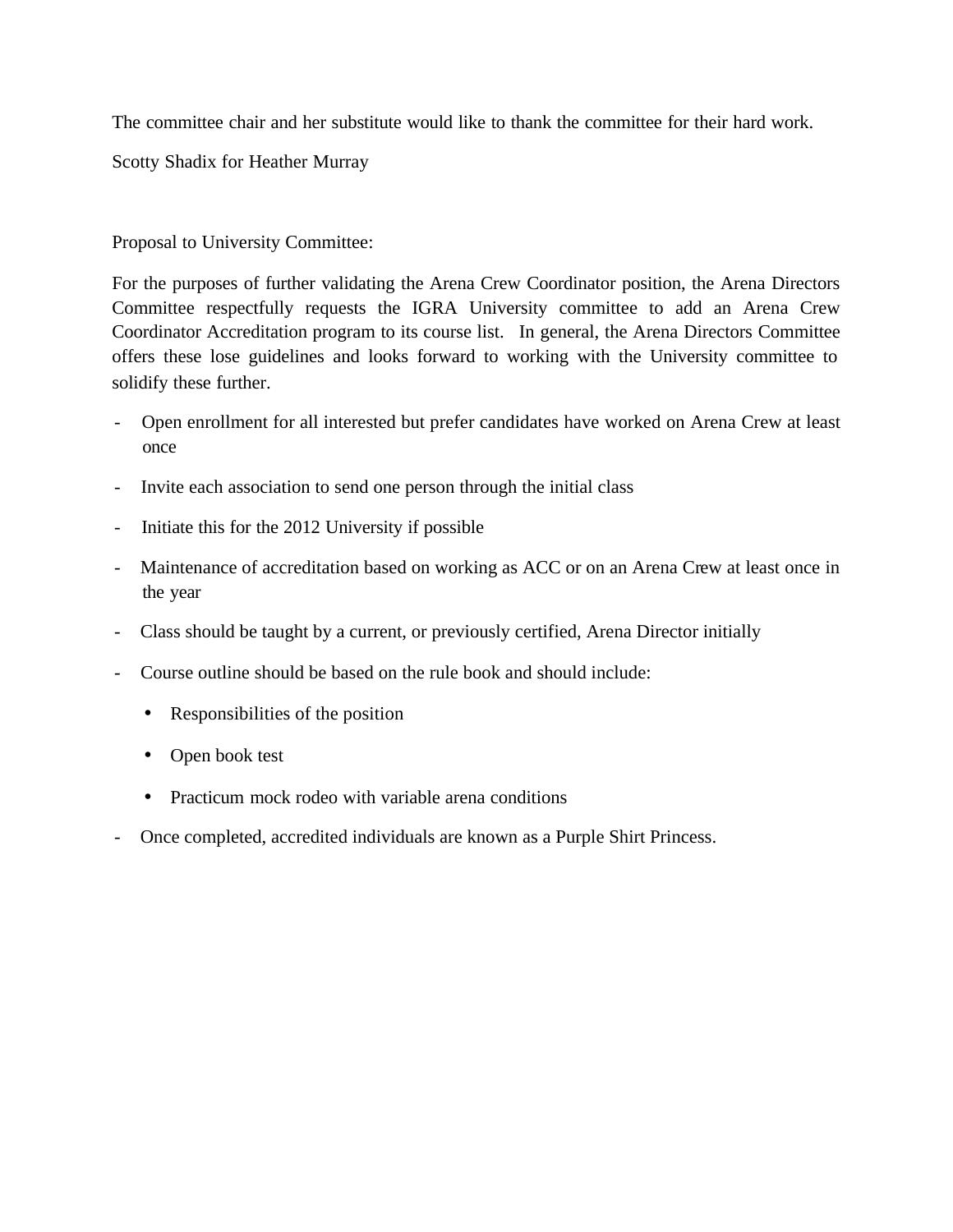The committee chair and her substitute would like to thank the committee for their hard work.

Scotty Shadix for Heather Murray

Proposal to University Committee:

For the purposes of further validating the Arena Crew Coordinator position, the Arena Directors Committee respectfully requests the IGRA University committee to add an Arena Crew Coordinator Accreditation program to its course list. In general, the Arena Directors Committee offers these lose guidelines and looks forward to working with the University committee to solidify these further.

- Open enrollment for all interested but prefer candidates have worked on Arena Crew at least once
- Invite each association to send one person through the initial class
- Initiate this for the 2012 University if possible
- Maintenance of accreditation based on working as ACC or on an Arena Crew at least once in the year
- Class should be taught by a current, or previously certified, Arena Director initially
- Course outline should be based on the rule book and should include:
  - Responsibilities of the position
  - Open book test
  - Practicum mock rodeo with variable arena conditions
- Once completed, accredited individuals are known as a Purple Shirt Princess.